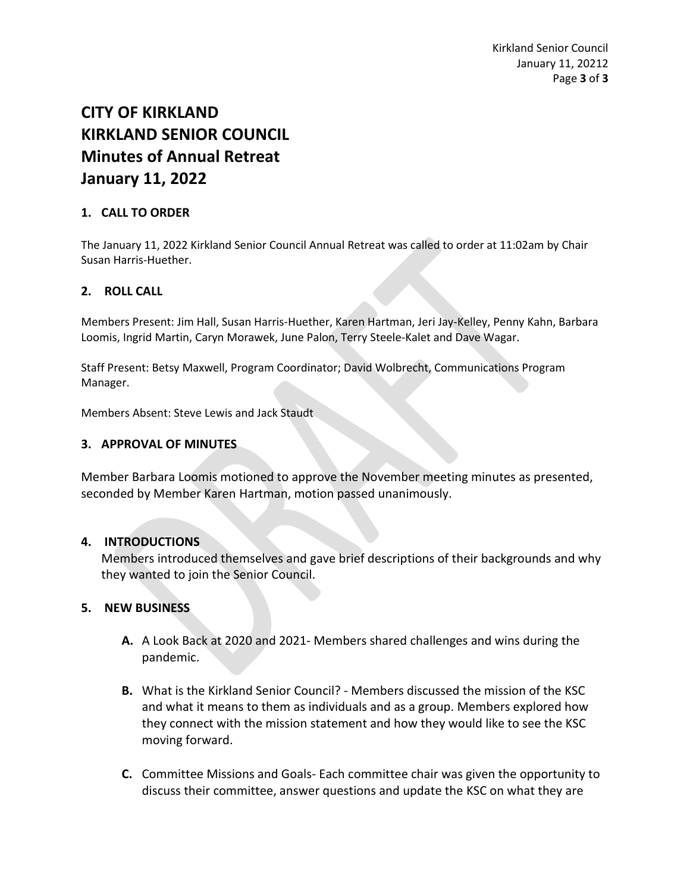# CITY OF KIRKLAND
# KIRKLAND SENIOR COUNCIL
# Minutes of Annual Retreat
# January 11, 2022

## 1. CALL TO ORDER

The January 11, 2022 Kirkland Senior Council Annual Retreat was called to order at 11:02am by Chair Susan Harris-Huether.

## 2. ROLL CALL

Members Present: Jim Hall, Susan Harris-Huether, Karen Hartman, Jeri Jay-Kelley, Penny Kahn, Barbara Loomis, Ingrid Martin, Caryn Morawek, June Palon, Terry Steele-Kalet and Dave Wagar.

Staff Present: Betsy Maxwell, Program Coordinator; David Wolbrecht, Communications Program Manager.

Members Absent: Steve Lewis and Jack Staudt

## 3. APPROVAL OF MINUTES

Member Barbara Loomis motioned to approve the November meeting minutes as presented, seconded by Member Karen Hartman, motion passed unanimously.

## 4. INTRODUCTIONS

Members introduced themselves and gave brief descriptions of their backgrounds and why they wanted to join the Senior Council.

## 5. NEW BUSINESS

- **A.** A Look Back at 2020 and 2021- Members shared challenges and wins during the pandemic.
- **B.** What is the Kirkland Senior Council? - Members discussed the mission of the KSC and what it means to them as individuals and as a group. Members explored how they connect with the mission statement and how they would like to see the KSC moving forward.
- **C.** Committee Missions and Goals- Each committee chair was given the opportunity to discuss their committee, answer questions and update the KSC on what they are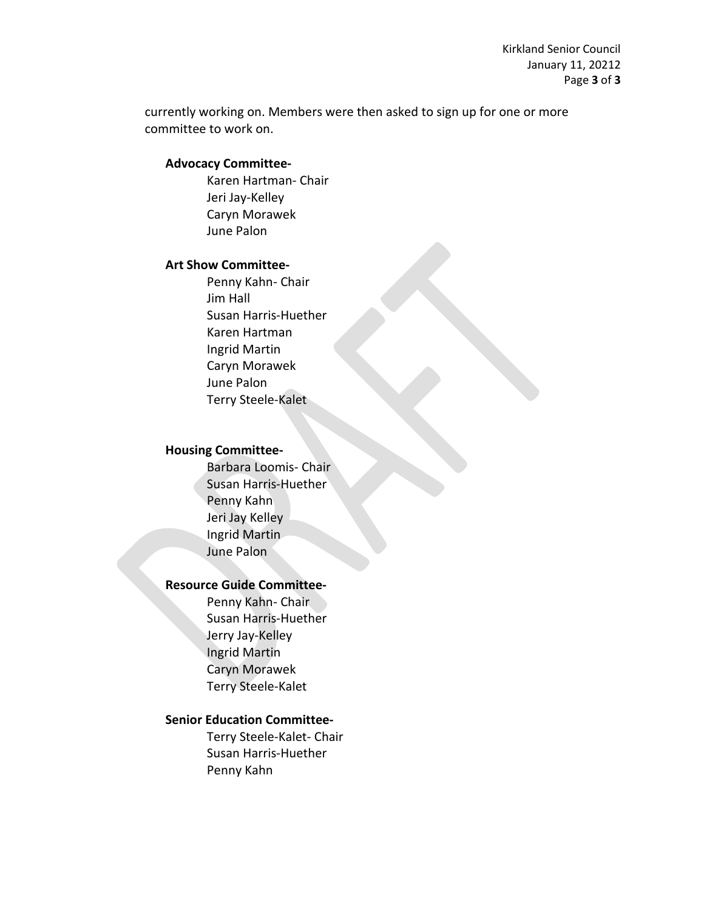currently working on. Members were then asked to sign up for one or more committee to work on.

**Advocacy Committee-**

Karen Hartman- Chair
Jeri Jay-Kelley
Caryn Morawek
June Palon

**Art Show Committee-**

Penny Kahn- Chair
Jim Hall
Susan Harris-Huether
Karen Hartman
Ingrid Martin
Caryn Morawek
June Palon
Terry Steele-Kalet

**Housing Committee-**

Barbara Loomis- Chair
Susan Harris-Huether
Penny Kahn
Jeri Jay Kelley
Ingrid Martin
June Palon

**Resource Guide Committee-**

Penny Kahn- Chair
Susan Harris-Huether
Jerry Jay-Kelley
Ingrid Martin
Caryn Morawek
Terry Steele-Kalet

**Senior Education Committee-**

Terry Steele-Kalet- Chair
Susan Harris-Huether
Penny Kahn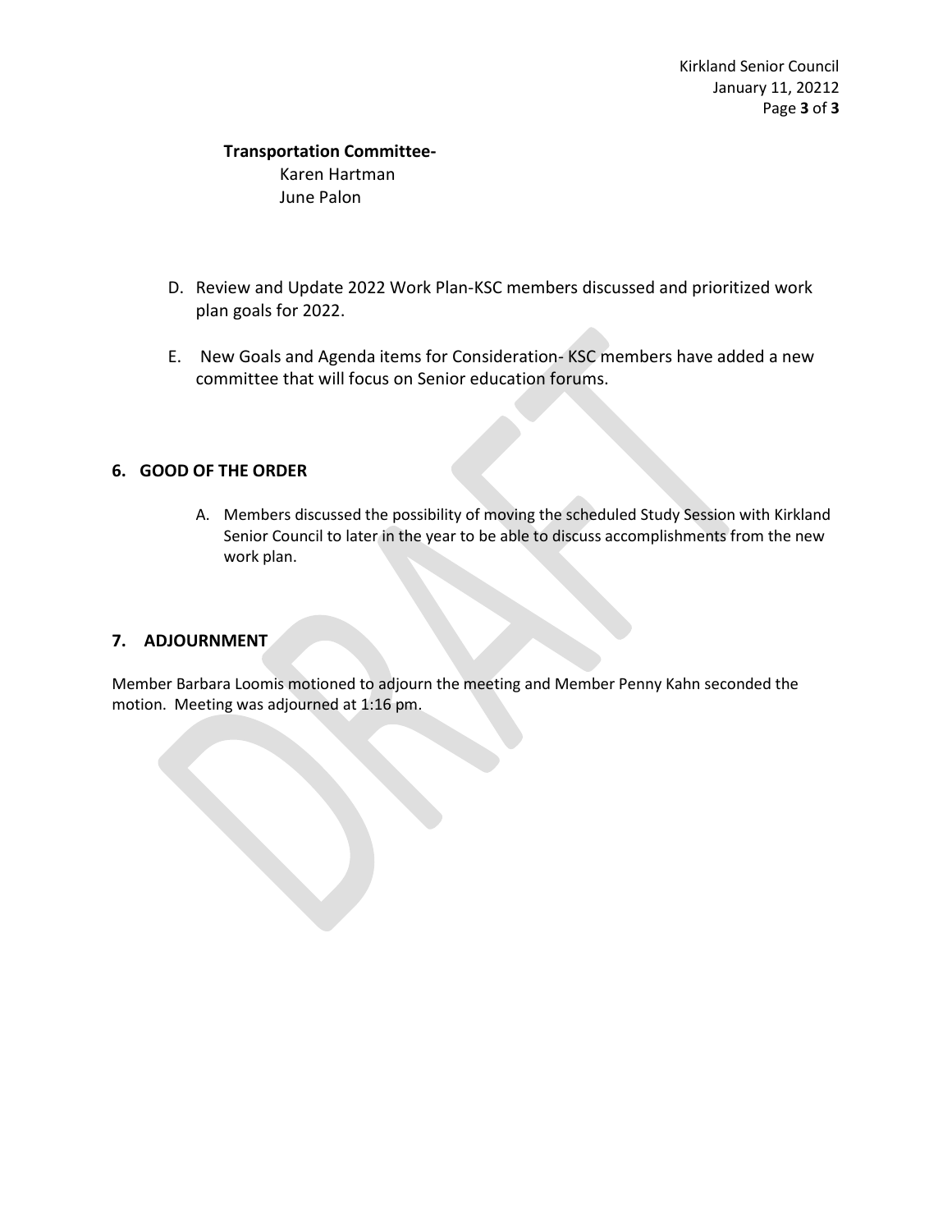**Transportation Committee-**

Karen Hartman
June Palon

D. Review and Update 2022 Work Plan-KSC members discussed and prioritized work plan goals for 2022.

E. New Goals and Agenda items for Consideration- KSC members have added a new committee that will focus on Senior education forums.

## 6. GOOD OF THE ORDER

A. Members discussed the possibility of moving the scheduled Study Session with Kirkland Senior Council to later in the year to be able to discuss accomplishments from the new work plan.

## 7. ADJOURNMENT

Member Barbara Loomis motioned to adjourn the meeting and Member Penny Kahn seconded the motion. Meeting was adjourned at 1:16 pm.